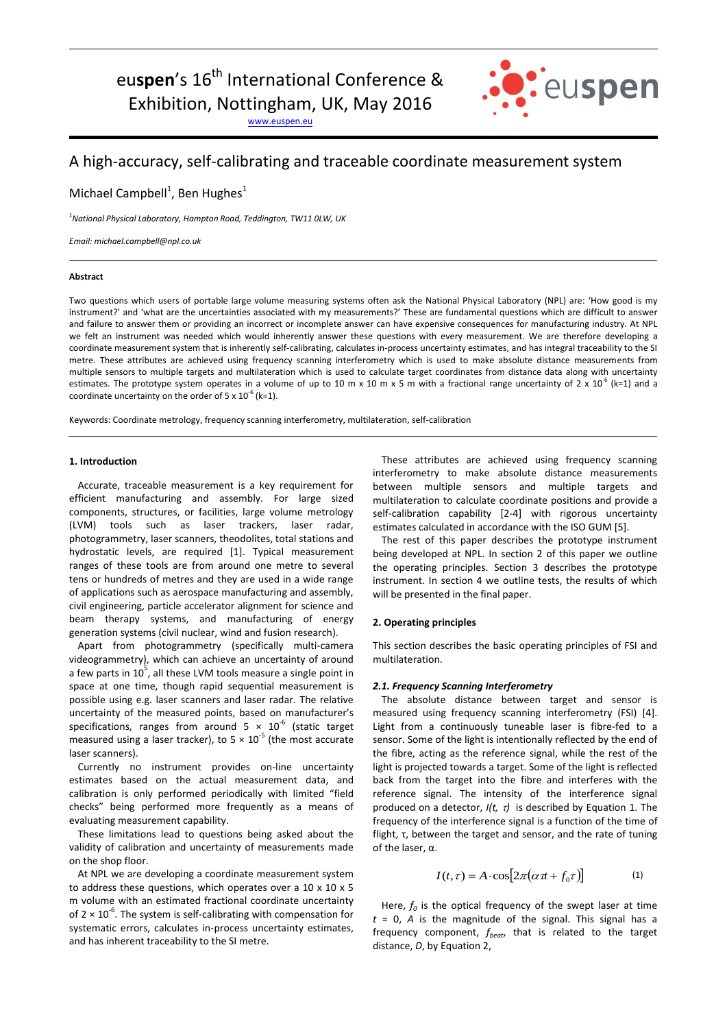euspen's 16th International Conference & Exhibition, Nottingham, UK, May 2016

www.euspen.eu

# A high-accuracy, self-calibrating and traceable coordinate measurement system

Michael Campbell[1], Ben Hughes[1]

[1]*National Physical Laboratory, Hampton Road, Teddington, TW11 0LW, UK*

*Email: michael.campbell@npl.co.uk*

**Abstract**

Two questions which users of portable large volume measuring systems often ask the National Physical Laboratory (NPL) are: 'How good is my instrument?' and 'what are the uncertainties associated with my measurements?' These are fundamental questions which are difficult to answer and failure to answer them or providing an incorrect or incomplete answer can have expensive consequences for manufacturing industry. At NPL we felt an instrument was needed which would inherently answer these questions with every measurement. We are therefore developing a coordinate measurement system that is inherently self-calibrating, calculates in-process uncertainty estimates, and has integral traceability to the SI metre. These attributes are achieved using frequency scanning interferometry which is used to make absolute distance measurements from multiple sensors to multiple targets and multilateration which is used to calculate target coordinates from distance data along with uncertainty estimates. The prototype system operates in a volume of up to 10 m x 10 m x 5 m with a fractional range uncertainty of 2 x $10^{-6}$ (k=1) and a coordinate uncertainty on the order of 5 x $10^{-6}$ (k=1).

Keywords: Coordinate metrology, frequency scanning interferometry, multilateration, self-calibration

## 1. Introduction

Accurate, traceable measurement is a key requirement for efficient manufacturing and assembly. For large sized components, structures, or facilities, large volume metrology (LVM) tools such as laser trackers, laser radar, photogrammetry, laser scanners, theodolites, total stations and hydrostatic levels, are required [1]. Typical measurement ranges of these tools are from around one metre to several tens or hundreds of metres and they are used in a wide range of applications such as aerospace manufacturing and assembly, civil engineering, particle accelerator alignment for science and beam therapy systems, and manufacturing of energy generation systems (civil nuclear, wind and fusion research).

Apart from photogrammetry (specifically multi-camera videogrammetry), which can achieve an uncertainty of around a few parts in $10^5$, all these LVM tools measure a single point in space at one time, though rapid sequential measurement is possible using e.g. laser scanners and laser radar. The relative uncertainty of the measured points, based on manufacturer's specifications, ranges from around 5 × $10^{-6}$ (static target measured using a laser tracker), to 5 × $10^{-5}$ (the most accurate laser scanners).

Currently no instrument provides on-line uncertainty estimates based on the actual measurement data, and calibration is only performed periodically with limited "field checks" being performed more frequently as a means of evaluating measurement capability.

These limitations lead to questions being asked about the validity of calibration and uncertainty of measurements made on the shop floor.

At NPL we are developing a coordinate measurement system to address these questions, which operates over a 10 x 10 x 5 m volume with an estimated fractional coordinate uncertainty of 2 × $10^{-6}$. The system is self-calibrating with compensation for systematic errors, calculates in-process uncertainty estimates, and has inherent traceability to the SI metre.

These attributes are achieved using frequency scanning interferometry to make absolute distance measurements between multiple sensors and multiple targets and multilateration to calculate coordinate positions and provide a self-calibration capability [2-4] with rigorous uncertainty estimates calculated in accordance with the ISO GUM [5].

The rest of this paper describes the prototype instrument being developed at NPL. In section 2 of this paper we outline the operating principles. Section 3 describes the prototype instrument. In section 4 we outline tests, the results of which will be presented in the final paper.

## 2. Operating principles

This section describes the basic operating principles of FSI and multilateration.

### *2.1. Frequency Scanning Interferometry*

The absolute distance between target and sensor is measured using frequency scanning interferometry (FSI) [4]. Light from a continuously tuneable laser is fibre-fed to a sensor. Some of the light is intentionally reflected by the end of the fibre, acting as the reference signal, while the rest of the light is projected towards a target. Some of the light is reflected back from the target into the fibre and interferes with the reference signal. The intensity of the interference signal produced on a detector, $I(t, \tau)$ is described by Equation 1. The frequency of the interference signal is a function of the time of flight, τ, between the target and sensor, and the rate of tuning of the laser, α.

$$I(t,\tau) = A \cdot \cos\left[2\pi(\alpha t\tau + f_0\tau)\right] \qquad (1)$$

Here, $f_0$ is the optical frequency of the swept laser at time $t$ = 0, $A$ is the magnitude of the signal. This signal has a frequency component, $f_{beat}$, that is related to the target distance, $D$, by Equation 2,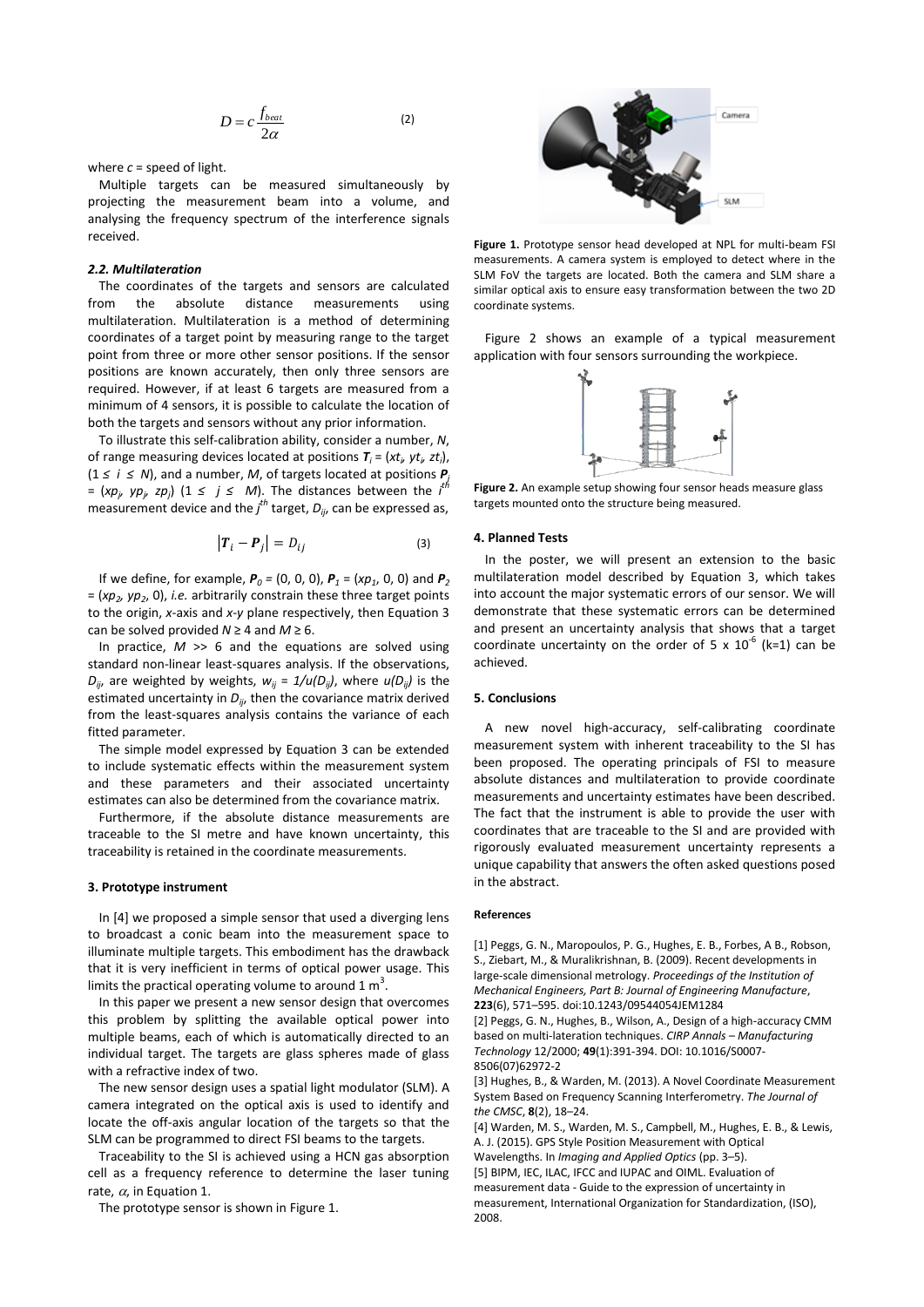$$D = c\frac{f_{beat}}{2\alpha} \tag{2}$$

where $c$ = speed of light.

Multiple targets can be measured simultaneously by projecting the measurement beam into a volume, and analysing the frequency spectrum of the interference signals received.

### *2.2. Multilateration*

The coordinates of the targets and sensors are calculated from the absolute distance measurements using multilateration. Multilateration is a method of determining coordinates of a target point by measuring range to the target point from three or more other sensor positions. If the sensor positions are known accurately, then only three sensors are required. However, if at least 6 targets are measured from a minimum of 4 sensors, it is possible to calculate the location of both the targets and sensors without any prior information.

To illustrate this self-calibration ability, consider a number, $N$, of range measuring devices located at positions $\boldsymbol{T}_i = (xt_i, yt_i, zt_i)$, $(1 \le i \le N)$, and a number, $M$, of targets located at positions $\boldsymbol{P}_j = (xp_j, yp_j, zp_j)$ $(1 \le j \le M)$. The distances between the $i^{th}$ measurement device and the $j^{th}$ target, $D_{ij}$, can be expressed as,

$$\left|\boldsymbol{T}_i - \boldsymbol{P}_j\right| = D_{ij} \tag{3}$$

If we define, for example, $\boldsymbol{P}_0 = (0, 0, 0)$, $\boldsymbol{P}_1 = (xp_1, 0, 0)$ and $\boldsymbol{P}_2 = (xp_2, yp_2, 0)$, *i.e.* arbitrarily constrain these three target points to the origin, *x*-axis and *x-y* plane respectively, then Equation 3 can be solved provided $N \ge 4$ and $M \ge 6$.

In practice, $M >> 6$ and the equations are solved using standard non-linear least-squares analysis. If the observations, $D_{ij}$, are weighted by weights, $w_{ij} = 1/u(D_{ij})$, where $u(D_{ij})$ is the estimated uncertainty in $D_{ij}$, then the covariance matrix derived from the least-squares analysis contains the variance of each fitted parameter.

The simple model expressed by Equation 3 can be extended to include systematic effects within the measurement system and these parameters and their associated uncertainty estimates can also be determined from the covariance matrix.

Furthermore, if the absolute distance measurements are traceable to the SI metre and have known uncertainty, this traceability is retained in the coordinate measurements.

## 3. Prototype instrument

In [4] we proposed a simple sensor that used a diverging lens to broadcast a conic beam into the measurement space to illuminate multiple targets. This embodiment has the drawback that it is very inefficient in terms of optical power usage. This limits the practical operating volume to around 1 m$^3$.

In this paper we present a new sensor design that overcomes this problem by splitting the available optical power into multiple beams, each of which is automatically directed to an individual target. The targets are glass spheres made of glass with a refractive index of two.

The new sensor design uses a spatial light modulator (SLM). A camera integrated on the optical axis is used to identify and locate the off-axis angular location of the targets so that the SLM can be programmed to direct FSI beams to the targets.

Traceability to the SI is achieved using a HCN gas absorption cell as a frequency reference to determine the laser tuning rate, $\alpha$, in Equation 1.

The prototype sensor is shown in Figure 1.

Camera

SLM

**Figure 1.** Prototype sensor head developed at NPL for multi-beam FSI measurements. A camera system is employed to detect where in the SLM FoV the targets are located. Both the camera and SLM share a similar optical axis to ensure easy transformation between the two 2D coordinate systems.

Figure 2 shows an example of a typical measurement application with four sensors surrounding the workpiece.

**Figure 2.** An example setup showing four sensor heads measure glass targets mounted onto the structure being measured.

## 4. Planned Tests

In the poster, we will present an extension to the basic multilateration model described by Equation 3, which takes into account the major systematic errors of our sensor. We will demonstrate that these systematic errors can be determined and present an uncertainty analysis that shows that a target coordinate uncertainty on the order of 5 x 10$^{-6}$ (k=1) can be achieved.

## 5. Conclusions

A new novel high-accuracy, self-calibrating coordinate measurement system with inherent traceability to the SI has been proposed. The operating principals of FSI to measure absolute distances and multilateration to provide coordinate measurements and uncertainty estimates have been described. The fact that the instrument is able to provide the user with coordinates that are traceable to the SI and are provided with rigorously evaluated measurement uncertainty represents a unique capability that answers the often asked questions posed in the abstract.

#### References

[1] Peggs, G. N., Maropoulos, P. G., Hughes, E. B., Forbes, A B., Robson, S., Ziebart, M., & Muralikrishnan, B. (2009). Recent developments in large-scale dimensional metrology. *Proceedings of the Institution of Mechanical Engineers, Part B: Journal of Engineering Manufacture*, **223**(6), 571–595. doi:10.1243/09544054JEM1284

[2] Peggs, G. N., Hughes, B., Wilson, A., Design of a high-accuracy CMM based on multi-lateration techniques. *CIRP Annals – Manufacturing Technology* 12/2000; **49**(1):391-394. DOI: 10.1016/S0007-8506(07)62972-2

[3] Hughes, B., & Warden, M. (2013). A Novel Coordinate Measurement System Based on Frequency Scanning Interferometry. *The Journal of the CMSC*, **8**(2), 18–24.

[4] Warden, M. S., Warden, M. S., Campbell, M., Hughes, E. B., & Lewis, A. J. (2015). GPS Style Position Measurement with Optical Wavelengths. In *Imaging and Applied Optics* (pp. 3–5).

[5] BIPM, IEC, ILAC, IFCC and IUPAC and OIML. Evaluation of measurement data - Guide to the expression of uncertainty in measurement, International Organization for Standardization, (ISO), 2008.